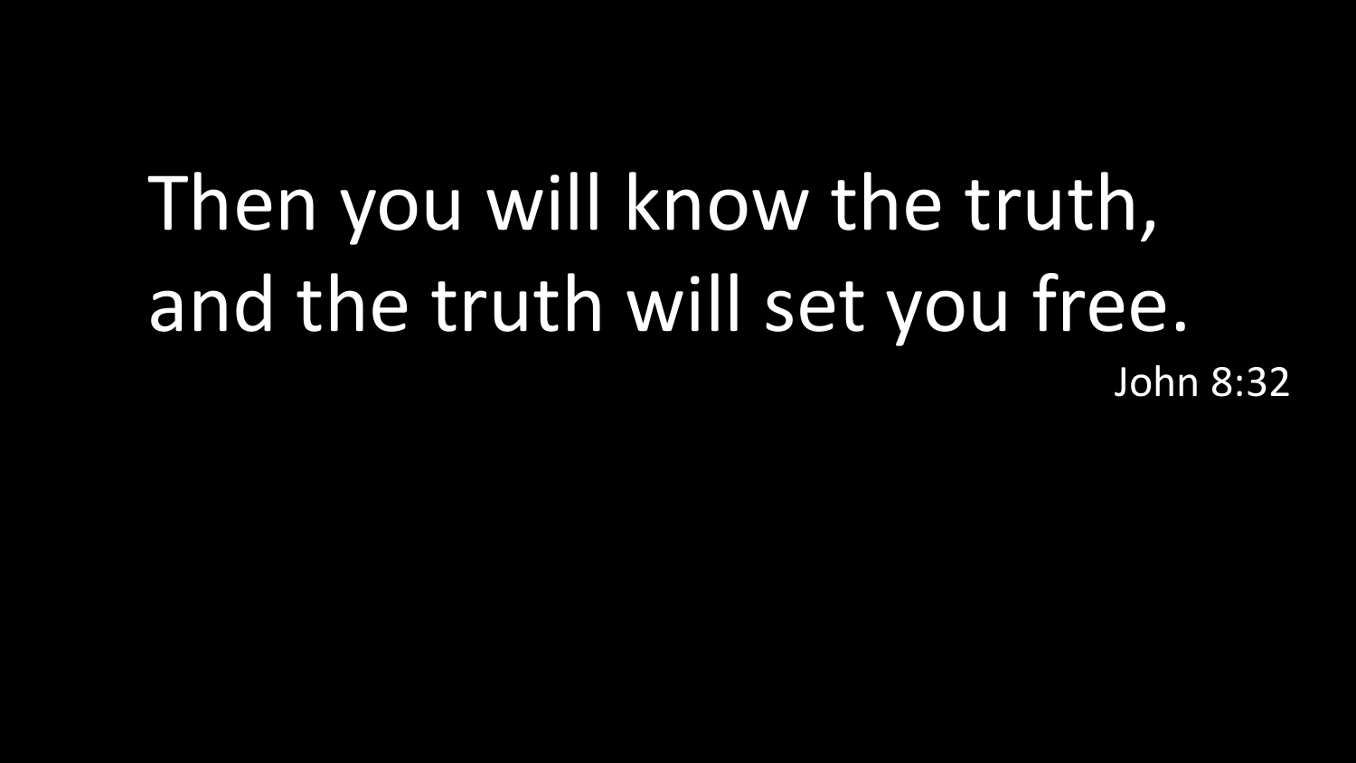Then you will know the truth, and the truth will set you free.

John 8:32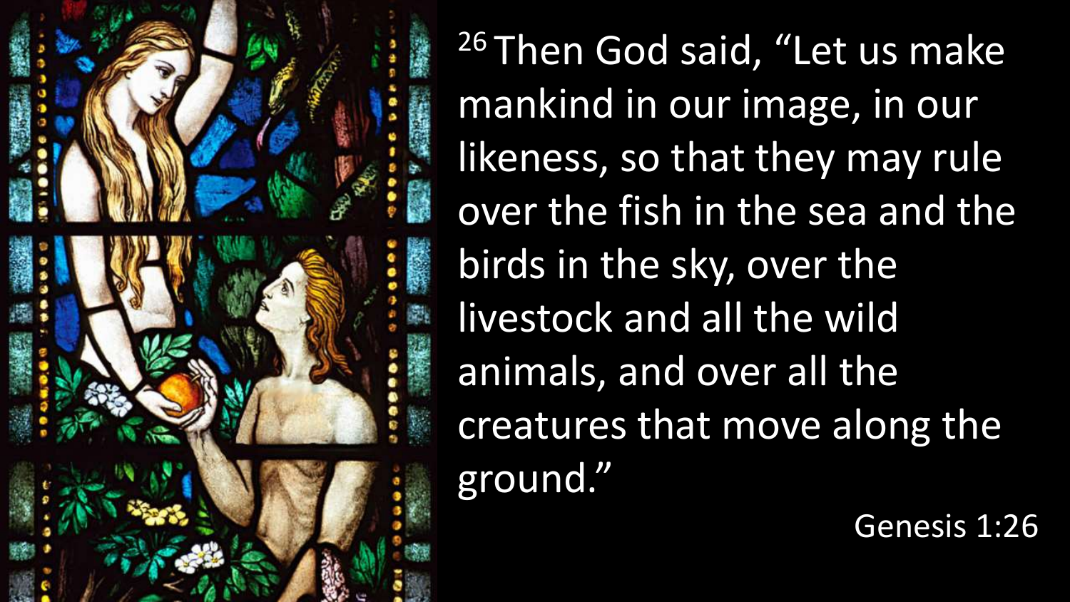[26] Then God said, "Let us make mankind in our image, in our likeness, so that they may rule over the fish in the sea and the birds in the sky, over the livestock and all the wild animals, and over all the creatures that move along the ground."

Genesis 1:26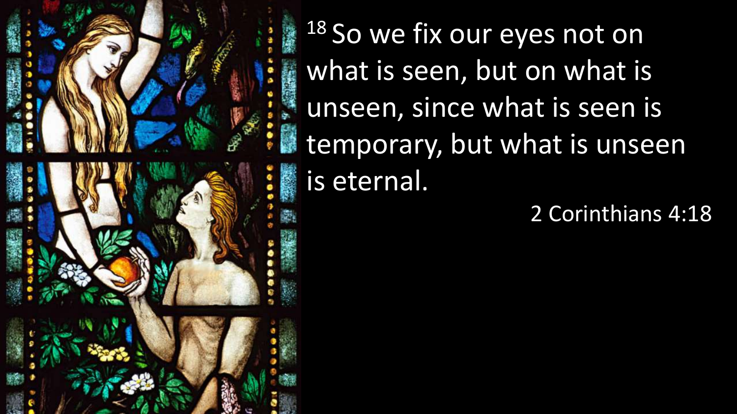[18] So we fix our eyes not on what is seen, but on what is unseen, since what is seen is temporary, but what is unseen is eternal.

2 Corinthians 4:18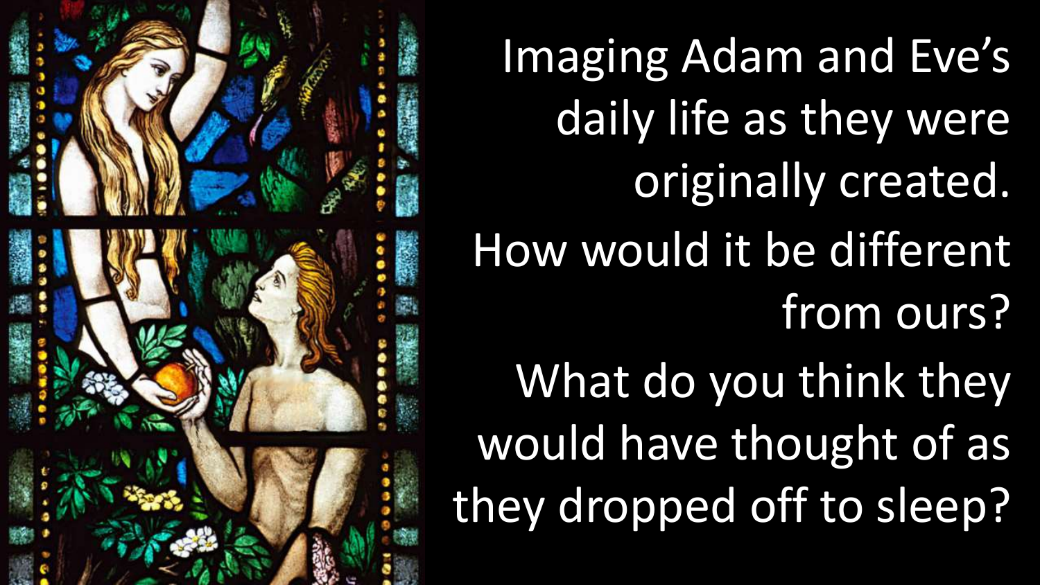Imaging Adam and Eve's daily life as they were originally created.

How would it be different from ours?

What do you think they would have thought of as they dropped off to sleep?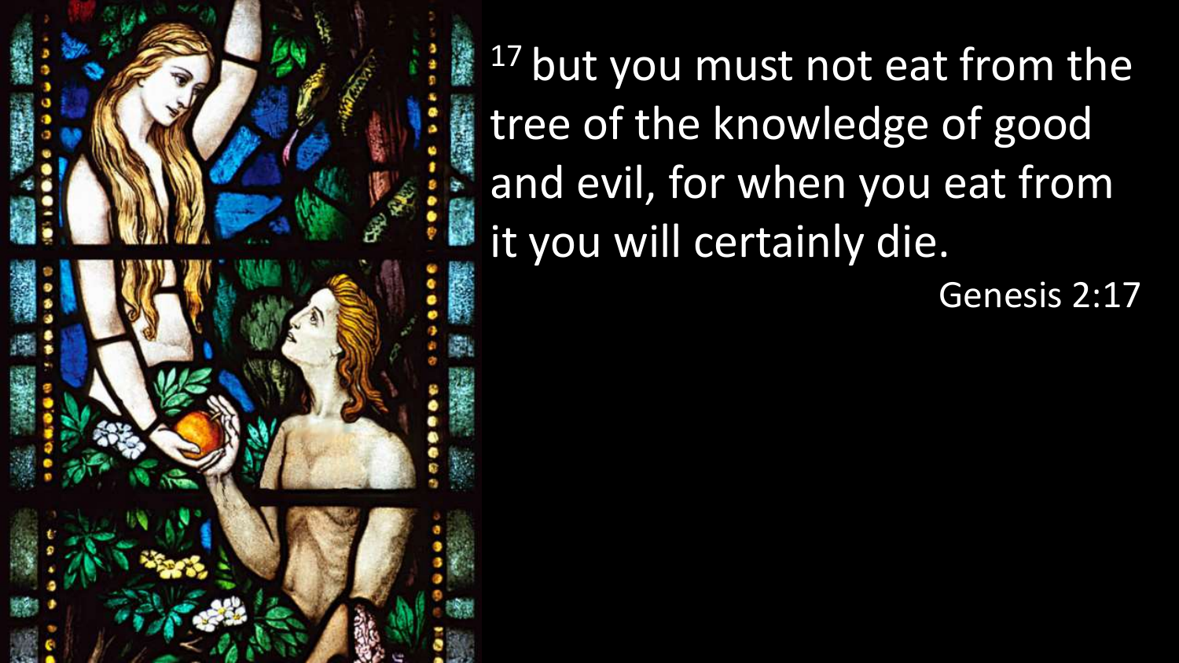[17] but you must not eat from the tree of the knowledge of good and evil, for when you eat from it you will certainly die.

Genesis 2:17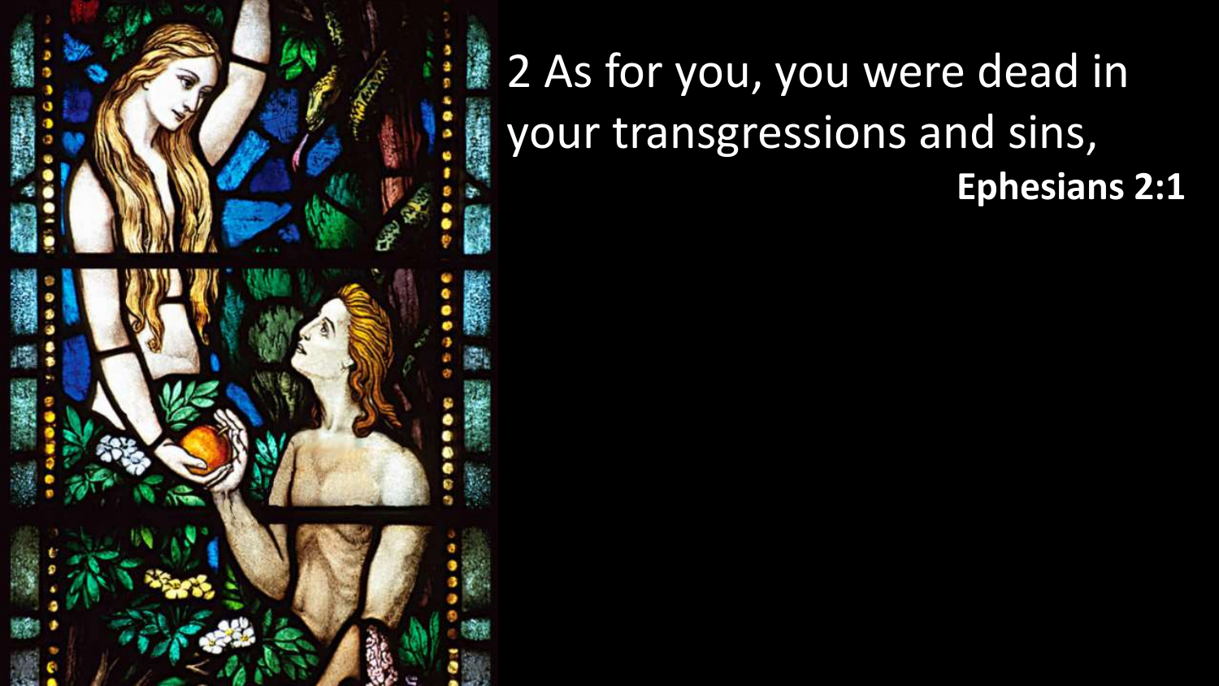2 As for you, you were dead in your transgressions and sins,

**Ephesians 2:1**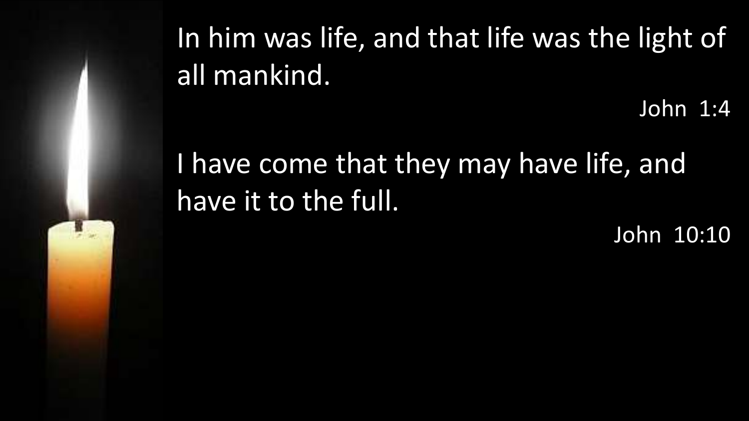In him was life, and that life was the light of all mankind.

John 1:4

I have come that they may have life, and have it to the full.

John 10:10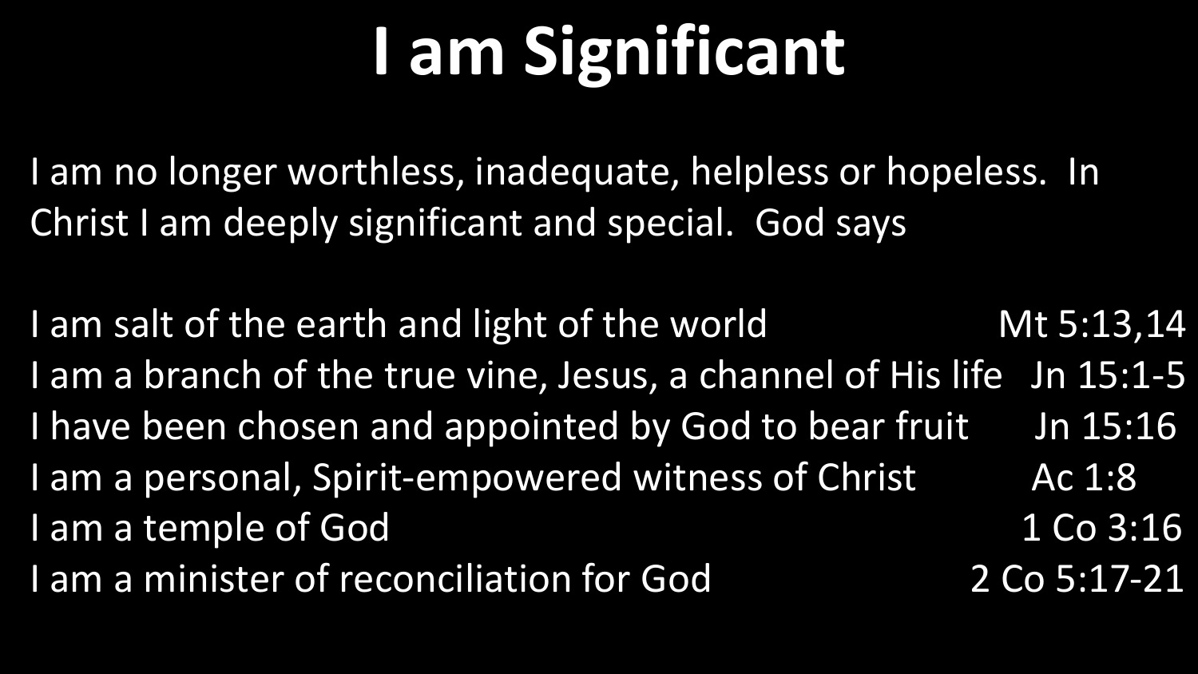# I am Significant

I am no longer worthless, inadequate, helpless or hopeless. In Christ I am deeply significant and special. God says

| | |
|---|---|
| I am salt of the earth and light of the world | Mt 5:13,14 |
| I am a branch of the true vine, Jesus, a channel of His life | Jn 15:1-5 |
| I have been chosen and appointed by God to bear fruit | Jn 15:16 |
| I am a personal, Spirit-empowered witness of Christ | Ac 1:8 |
| I am a temple of God | 1 Co 3:16 |
| I am a minister of reconciliation for God | 2 Co 5:17-21 |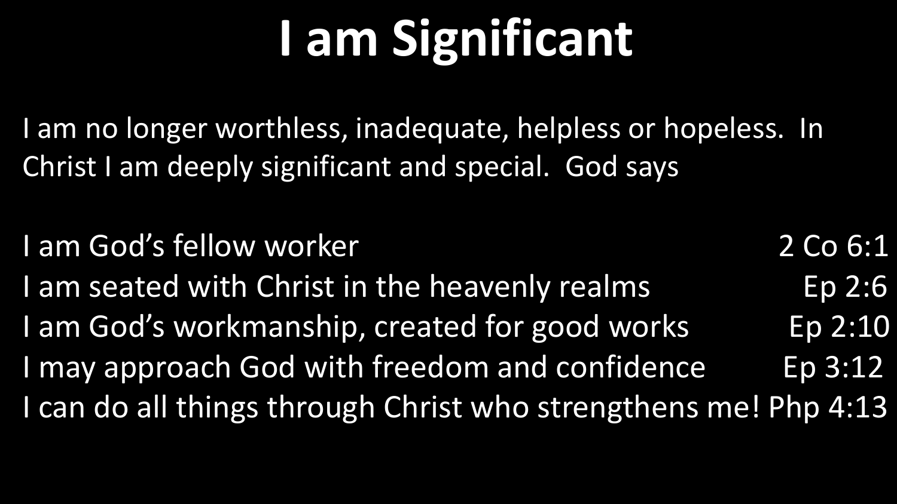# I am Significant

I am no longer worthless, inadequate, helpless or hopeless. In Christ I am deeply significant and special. God says

| | |
|---|---|
| I am God's fellow worker | 2 Co 6:1 |
| I am seated with Christ in the heavenly realms | Ep 2:6 |
| I am God's workmanship, created for good works | Ep 2:10 |
| I may approach God with freedom and confidence | Ep 3:12 |
| I can do all things through Christ who strengthens me! | Php 4:13 |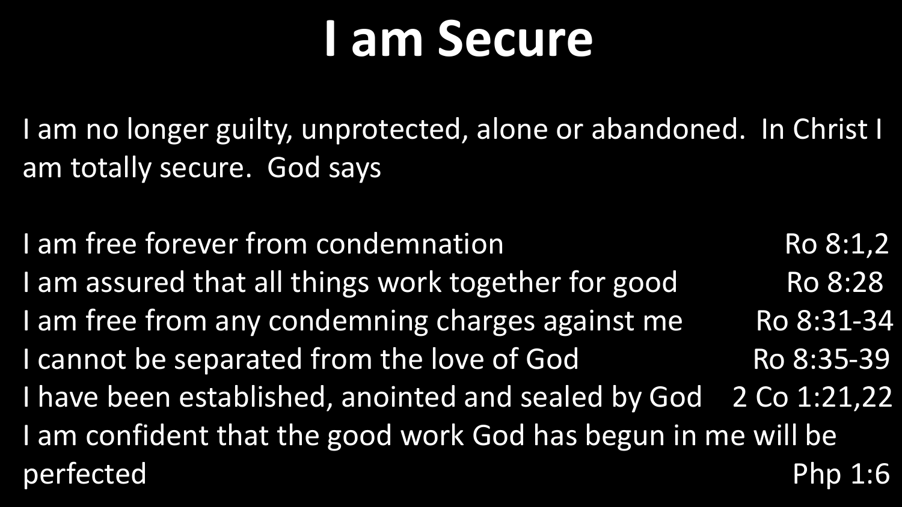# I am Secure

I am no longer guilty, unprotected, alone or abandoned. In Christ I am totally secure. God says

| | |
|---|---|
| I am free forever from condemnation | Ro 8:1,2 |
| I am assured that all things work together for good | Ro 8:28 |
| I am free from any condemning charges against me | Ro 8:31-34 |
| I cannot be separated from the love of God | Ro 8:35-39 |
| I have been established, anointed and sealed by God | 2 Co 1:21,22 |
| I am confident that the good work God has begun in me will be perfected | Php 1:6 |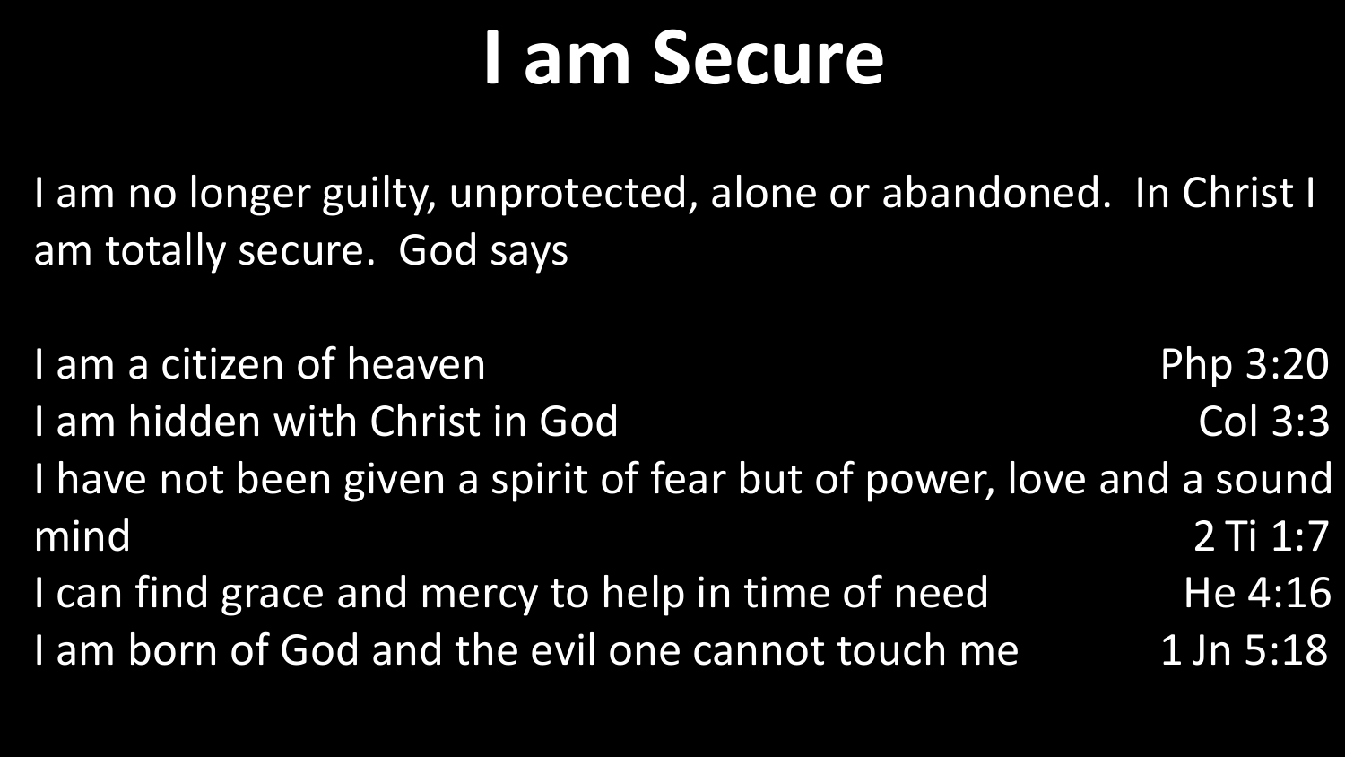# I am Secure

I am no longer guilty, unprotected, alone or abandoned. In Christ I am totally secure. God says

I am a citizen of heaven Php 3:20
I am hidden with Christ in God Col 3:3
I have not been given a spirit of fear but of power, love and a sound mind 2 Ti 1:7
I can find grace and mercy to help in time of need He 4:16
I am born of God and the evil one cannot touch me 1 Jn 5:18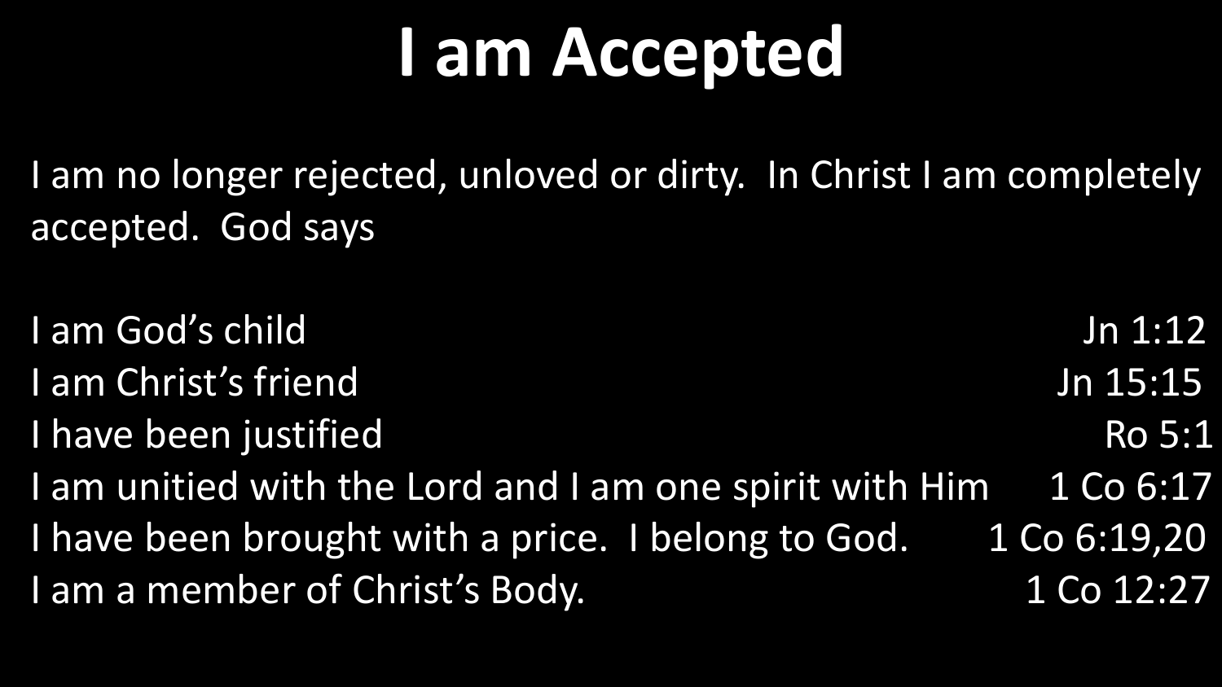# I am Accepted

I am no longer rejected, unloved or dirty. In Christ I am completely accepted. God says

| | |
|---|---|
| I am God's child | Jn 1:12 |
| I am Christ's friend | Jn 15:15 |
| I have been justified | Ro 5:1 |
| I am unitied with the Lord and I am one spirit with Him | 1 Co 6:17 |
| I have been brought with a price. I belong to God. | 1 Co 6:19,20 |
| I am a member of Christ's Body. | 1 Co 12:27 |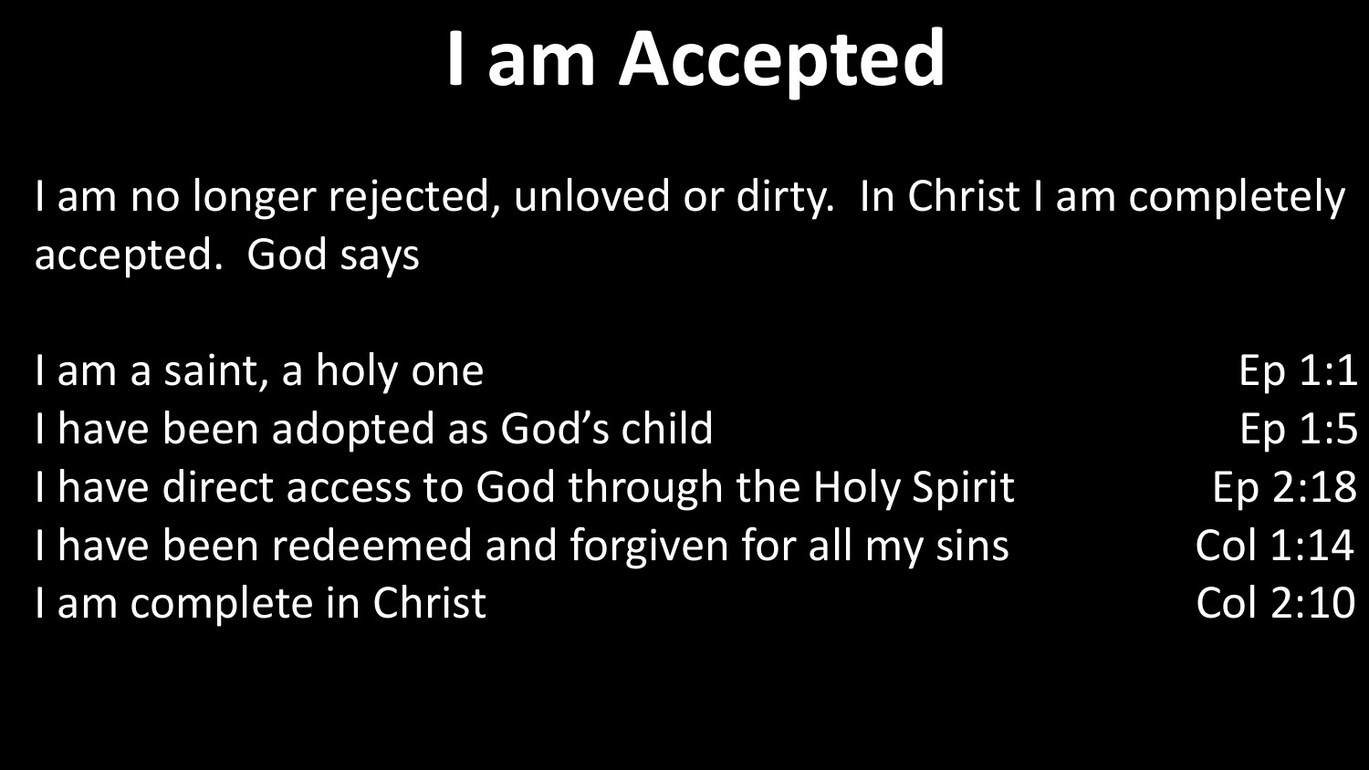# I am Accepted

I am no longer rejected, unloved or dirty.  In Christ I am completely accepted.  God says

| | |
|---|---|
| I am a saint, a holy one | Ep 1:1 |
| I have been adopted as God's child | Ep 1:5 |
| I have direct access to God through the Holy Spirit | Ep 2:18 |
| I have been redeemed and forgiven for all my sins | Col 1:14 |
| I am complete in Christ | Col 2:10 |